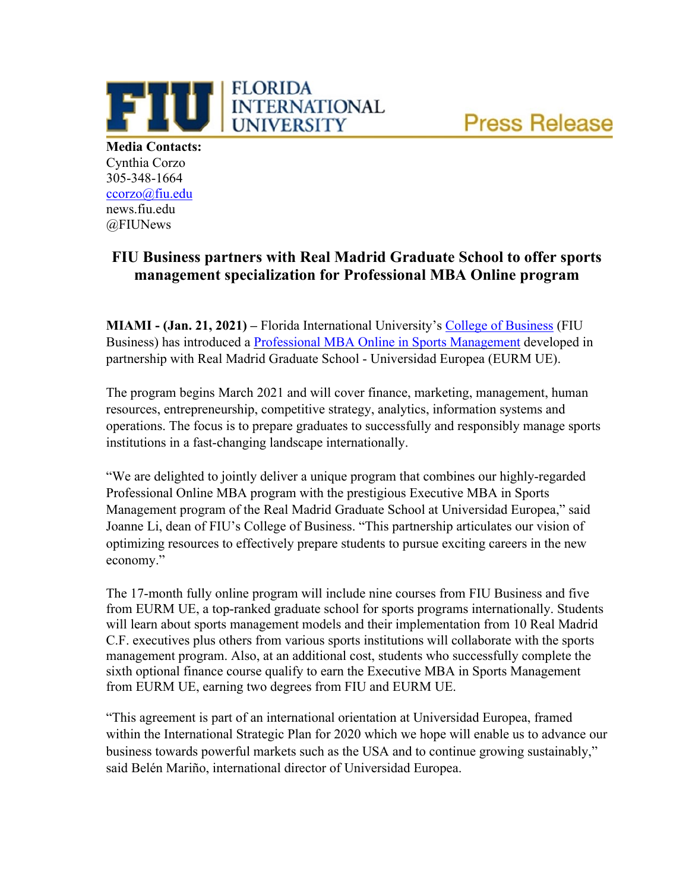FIU | FLORIDA INTERNATIONAL UNIVERSITY — Press Release

**Media Contacts:**
Cynthia Corzo
305-348-1664
[ccorzo@fiu.edu](mailto:ccorzo@fiu.edu)
news.fiu.edu
@FIUNews

## FIU Business partners with Real Madrid Graduate School to offer sports management specialization for Professional MBA Online program

**MIAMI - (Jan. 21, 2021) –** Florida International University's [College of Business](#) (FIU Business) has introduced a [Professional MBA Online in Sports Management](#) developed in partnership with Real Madrid Graduate School - Universidad Europea (EURM UE).

The program begins March 2021 and will cover finance, marketing, management, human resources, entrepreneurship, competitive strategy, analytics, information systems and operations. The focus is to prepare graduates to successfully and responsibly manage sports institutions in a fast-changing landscape internationally.

"We are delighted to jointly deliver a unique program that combines our highly-regarded Professional Online MBA program with the prestigious Executive MBA in Sports Management program of the Real Madrid Graduate School at Universidad Europea," said Joanne Li, dean of FIU's College of Business. "This partnership articulates our vision of optimizing resources to effectively prepare students to pursue exciting careers in the new economy."

The 17-month fully online program will include nine courses from FIU Business and five from EURM UE, a top-ranked graduate school for sports programs internationally. Students will learn about sports management models and their implementation from 10 Real Madrid C.F. executives plus others from various sports institutions will collaborate with the sports management program. Also, at an additional cost, students who successfully complete the sixth optional finance course qualify to earn the Executive MBA in Sports Management from EURM UE, earning two degrees from FIU and EURM UE.

"This agreement is part of an international orientation at Universidad Europea, framed within the International Strategic Plan for 2020 which we hope will enable us to advance our business towards powerful markets such as the USA and to continue growing sustainably," said Belén Mariño, international director of Universidad Europea.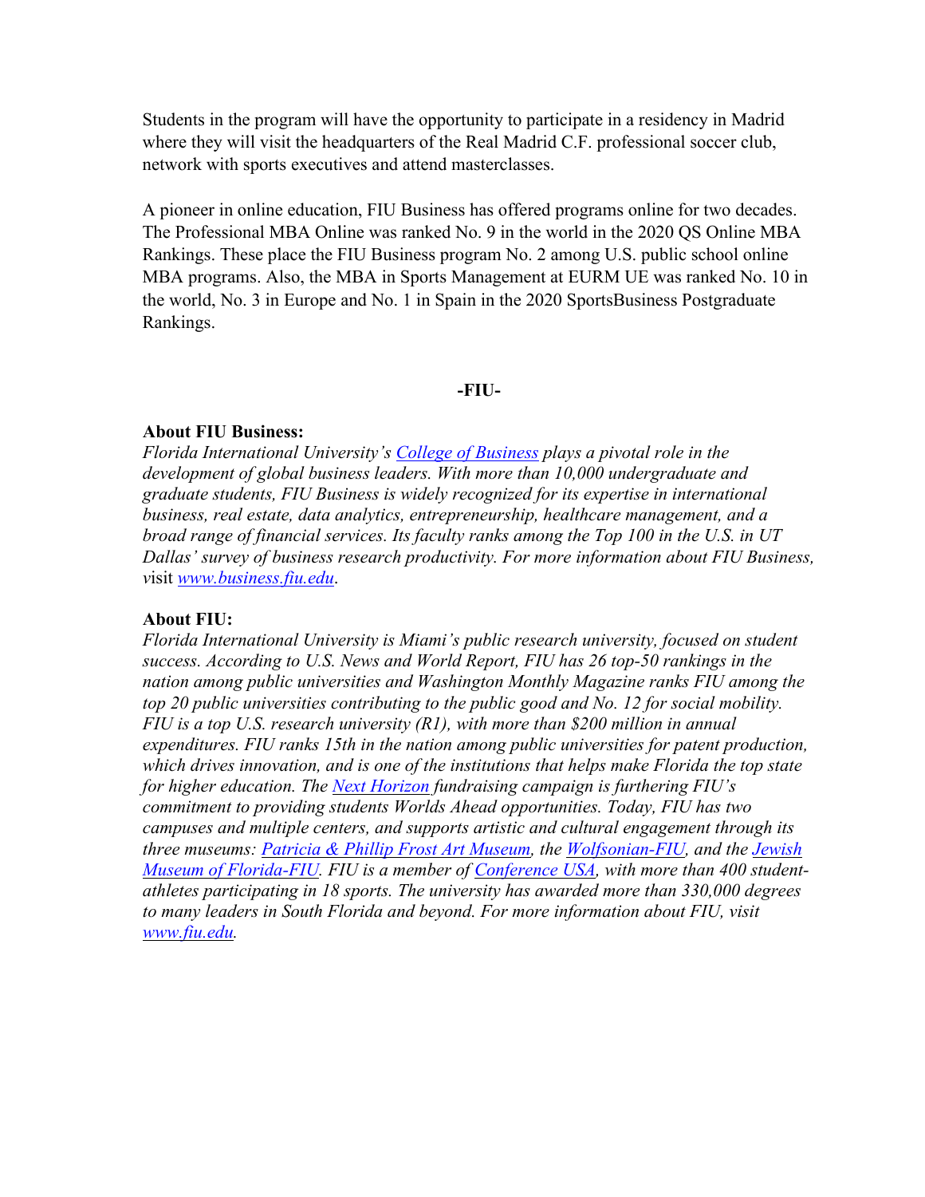Students in the program will have the opportunity to participate in a residency in Madrid where they will visit the headquarters of the Real Madrid C.F. professional soccer club, network with sports executives and attend masterclasses.

A pioneer in online education, FIU Business has offered programs online for two decades. The Professional MBA Online was ranked No. 9 in the world in the 2020 QS Online MBA Rankings. These place the FIU Business program No. 2 among U.S. public school online MBA programs. Also, the MBA in Sports Management at EURM UE was ranked No. 10 in the world, No. 3 in Europe and No. 1 in Spain in the 2020 SportsBusiness Postgraduate Rankings.

**-FIU-**

**About FIU Business:**
*Florida International University's College of Business plays a pivotal role in the development of global business leaders. With more than 10,000 undergraduate and graduate students, FIU Business is widely recognized for its expertise in international business, real estate, data analytics, entrepreneurship, healthcare management, and a broad range of financial services. Its faculty ranks among the Top 100 in the U.S. in UT Dallas' survey of business research productivity. For more information about FIU Business, visit www.business.fiu.edu.*

**About FIU:**
*Florida International University is Miami's public research university, focused on student success. According to U.S. News and World Report, FIU has 26 top-50 rankings in the nation among public universities and Washington Monthly Magazine ranks FIU among the top 20 public universities contributing to the public good and No. 12 for social mobility. FIU is a top U.S. research university (R1), with more than $200 million in annual expenditures. FIU ranks 15th in the nation among public universities for patent production, which drives innovation, and is one of the institutions that helps make Florida the top state for higher education. The Next Horizon fundraising campaign is furthering FIU's commitment to providing students Worlds Ahead opportunities. Today, FIU has two campuses and multiple centers, and supports artistic and cultural engagement through its three museums: Patricia & Phillip Frost Art Museum, the Wolfsonian-FIU, and the Jewish Museum of Florida-FIU. FIU is a member of Conference USA, with more than 400 student-athletes participating in 18 sports. The university has awarded more than 330,000 degrees to many leaders in South Florida and beyond. For more information about FIU, visit www.fiu.edu.*